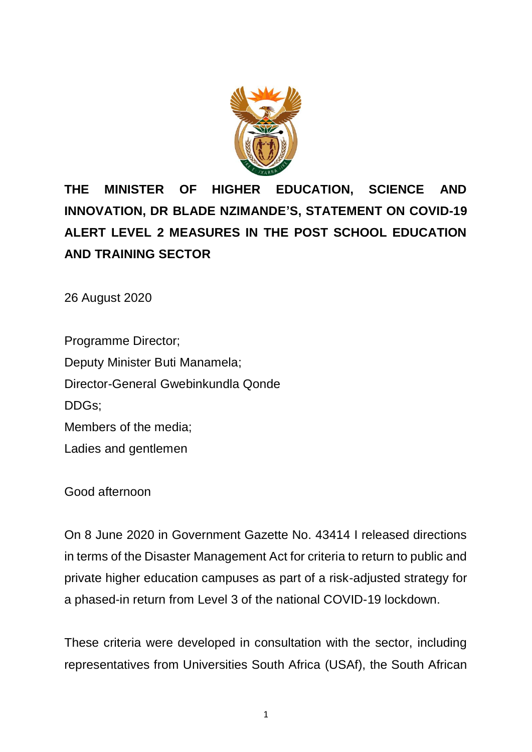# THE MINISTER OF HIGHER EDUCATION, SCIENCE AND INNOVATION, DR BLADE NZIMANDE'S, STATEMENT ON COVID-19 ALERT LEVEL 2 MEASURES IN THE POST SCHOOL EDUCATION AND TRAINING SECTOR

26 August 2020

Programme Director;
Deputy Minister Buti Manamela;
Director-General Gwebinkundla Qonde
DDGs;
Members of the media;
Ladies and gentlemen

Good afternoon

On 8 June 2020 in Government Gazette No. 43414 I released directions in terms of the Disaster Management Act for criteria to return to public and private higher education campuses as part of a risk-adjusted strategy for a phased-in return from Level 3 of the national COVID-19 lockdown.

These criteria were developed in consultation with the sector, including representatives from Universities South Africa (USAf), the South African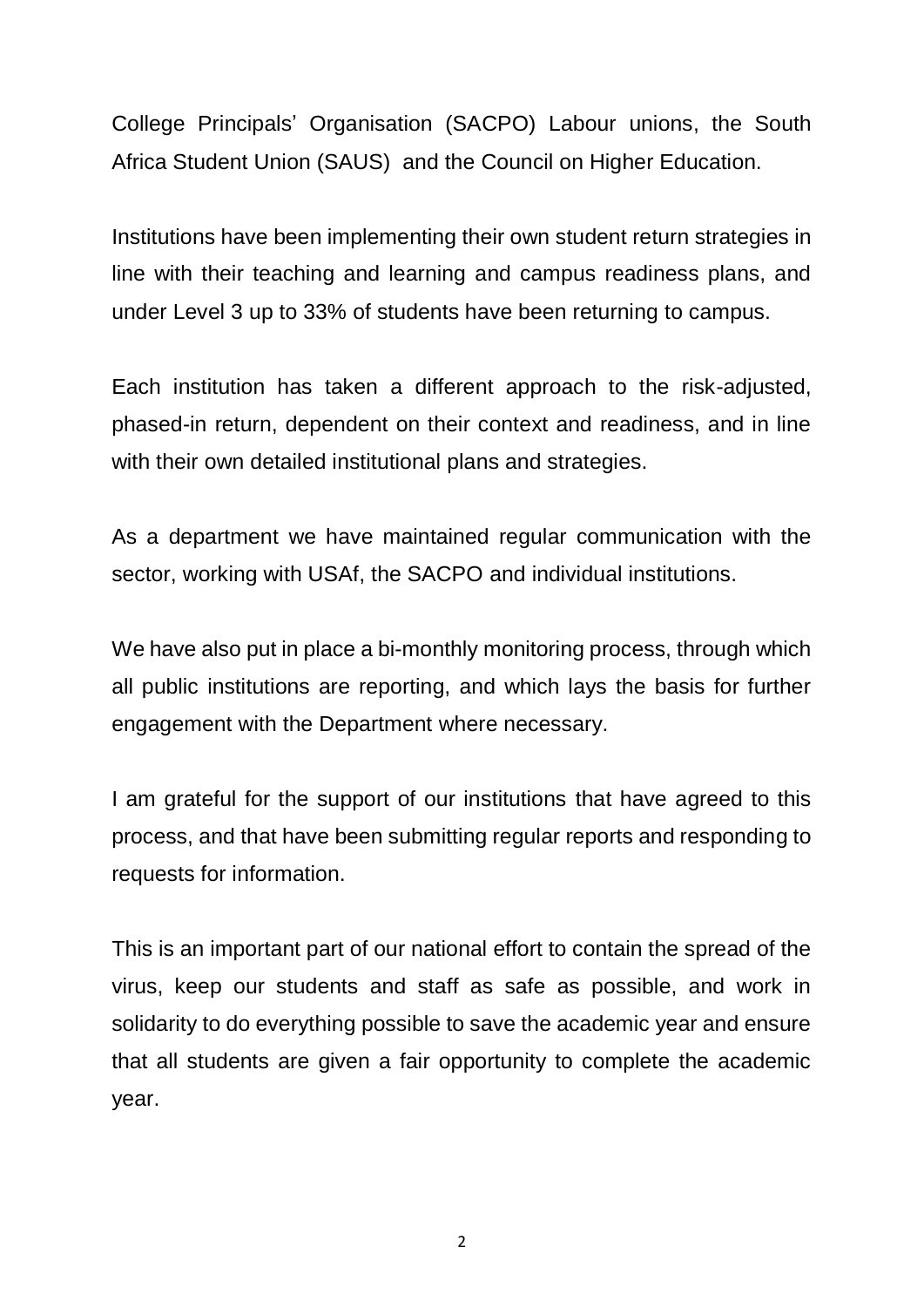College Principals' Organisation (SACPO) Labour unions, the South Africa Student Union (SAUS) and the Council on Higher Education.

Institutions have been implementing their own student return strategies in line with their teaching and learning and campus readiness plans, and under Level 3 up to 33% of students have been returning to campus.

Each institution has taken a different approach to the risk-adjusted, phased-in return, dependent on their context and readiness, and in line with their own detailed institutional plans and strategies.

As a department we have maintained regular communication with the sector, working with USAf, the SACPO and individual institutions.

We have also put in place a bi-monthly monitoring process, through which all public institutions are reporting, and which lays the basis for further engagement with the Department where necessary.

I am grateful for the support of our institutions that have agreed to this process, and that have been submitting regular reports and responding to requests for information.

This is an important part of our national effort to contain the spread of the virus, keep our students and staff as safe as possible, and work in solidarity to do everything possible to save the academic year and ensure that all students are given a fair opportunity to complete the academic year.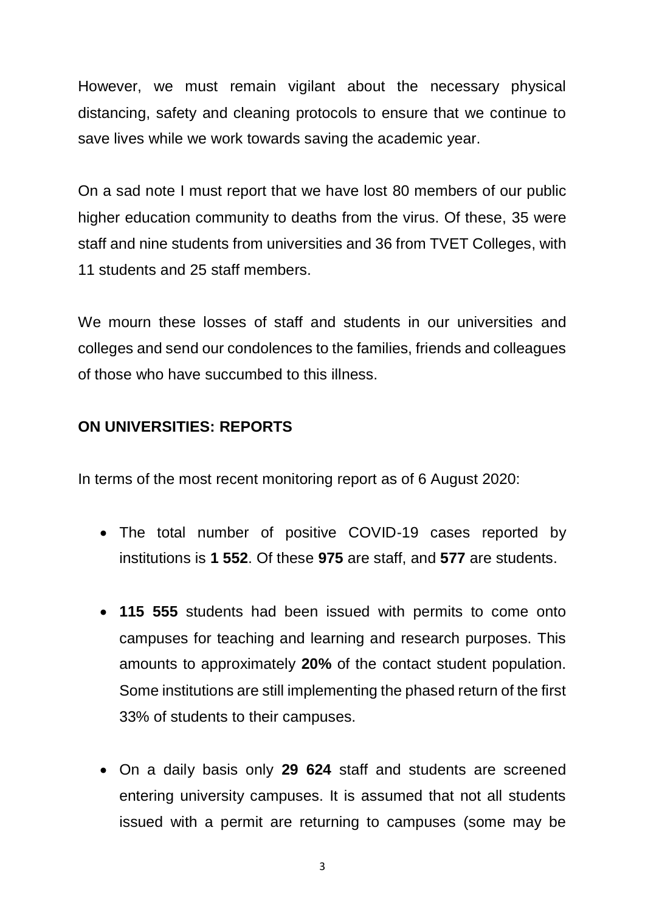However, we must remain vigilant about the necessary physical distancing, safety and cleaning protocols to ensure that we continue to save lives while we work towards saving the academic year.

On a sad note I must report that we have lost 80 members of our public higher education community to deaths from the virus. Of these, 35 were staff and nine students from universities and 36 from TVET Colleges, with 11 students and 25 staff members.

We mourn these losses of staff and students in our universities and colleges and send our condolences to the families, friends and colleagues of those who have succumbed to this illness.

**ON UNIVERSITIES: REPORTS**

In terms of the most recent monitoring report as of 6 August 2020:

- The total number of positive COVID-19 cases reported by institutions is **1 552**. Of these **975** are staff, and **577** are students.
- **115 555** students had been issued with permits to come onto campuses for teaching and learning and research purposes. This amounts to approximately **20%** of the contact student population. Some institutions are still implementing the phased return of the first 33% of students to their campuses.
- On a daily basis only **29 624** staff and students are screened entering university campuses. It is assumed that not all students issued with a permit are returning to campuses (some may be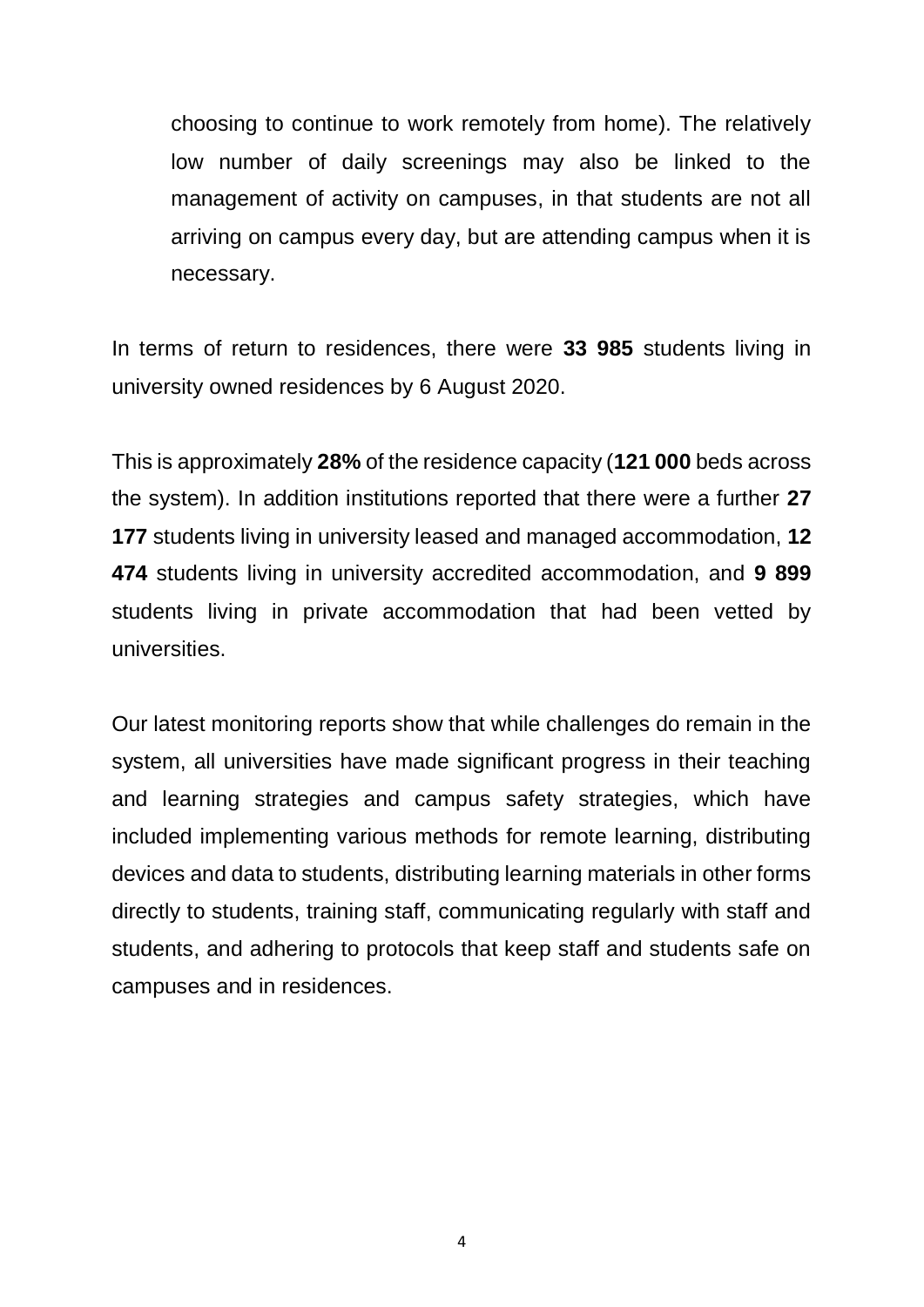choosing to continue to work remotely from home). The relatively low number of daily screenings may also be linked to the management of activity on campuses, in that students are not all arriving on campus every day, but are attending campus when it is necessary.

In terms of return to residences, there were **33 985** students living in university owned residences by 6 August 2020.

This is approximately **28%** of the residence capacity (**121 000** beds across the system). In addition institutions reported that there were a further **27 177** students living in university leased and managed accommodation, **12 474** students living in university accredited accommodation, and **9 899** students living in private accommodation that had been vetted by universities.

Our latest monitoring reports show that while challenges do remain in the system, all universities have made significant progress in their teaching and learning strategies and campus safety strategies, which have included implementing various methods for remote learning, distributing devices and data to students, distributing learning materials in other forms directly to students, training staff, communicating regularly with staff and students, and adhering to protocols that keep staff and students safe on campuses and in residences.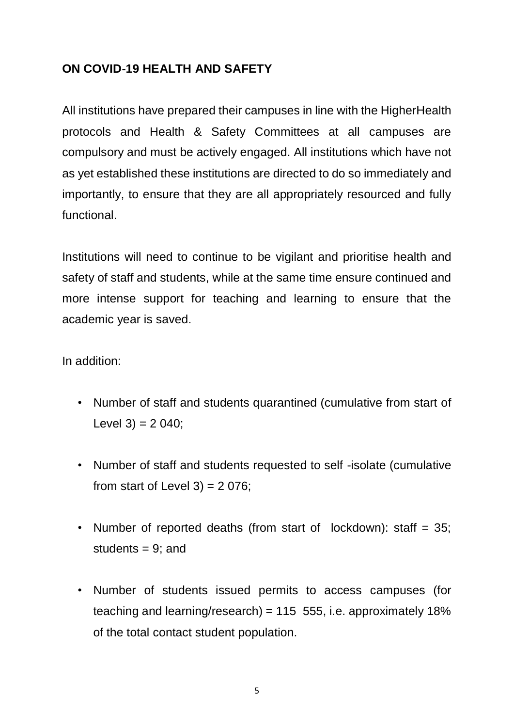**ON COVID-19 HEALTH AND SAFETY**

All institutions have prepared their campuses in line with the HigherHealth protocols and Health & Safety Committees at all campuses are compulsory and must be actively engaged. All institutions which have not as yet established these institutions are directed to do so immediately and importantly, to ensure that they are all appropriately resourced and fully functional.

Institutions will need to continue to be vigilant and prioritise health and safety of staff and students, while at the same time ensure continued and more intense support for teaching and learning to ensure that the academic year is saved.

In addition:

- Number of staff and students quarantined (cumulative from start of Level 3) = 2 040;
- Number of staff and students requested to self -isolate (cumulative from start of Level 3) = 2 076;
- Number of reported deaths (from start of lockdown): staff = 35; students = 9; and
- Number of students issued permits to access campuses (for teaching and learning/research) = 115 555, i.e. approximately 18% of the total contact student population.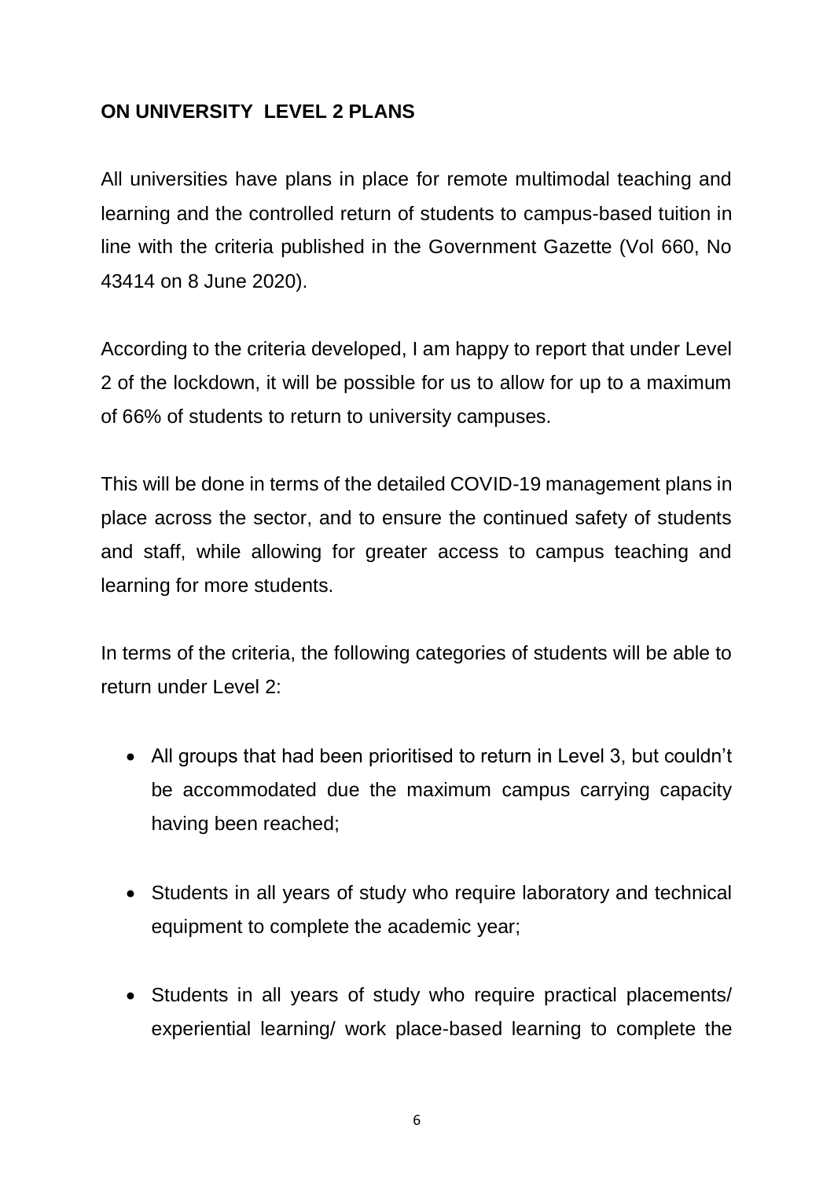**ON UNIVERSITY LEVEL 2 PLANS**

All universities have plans in place for remote multimodal teaching and learning and the controlled return of students to campus-based tuition in line with the criteria published in the Government Gazette (Vol 660, No 43414 on 8 June 2020).

According to the criteria developed, I am happy to report that under Level 2 of the lockdown, it will be possible for us to allow for up to a maximum of 66% of students to return to university campuses.

This will be done in terms of the detailed COVID-19 management plans in place across the sector, and to ensure the continued safety of students and staff, while allowing for greater access to campus teaching and learning for more students.

In terms of the criteria, the following categories of students will be able to return under Level 2:

- All groups that had been prioritised to return in Level 3, but couldn't be accommodated due the maximum campus carrying capacity having been reached;
- Students in all years of study who require laboratory and technical equipment to complete the academic year;
- Students in all years of study who require practical placements/ experiential learning/ work place-based learning to complete the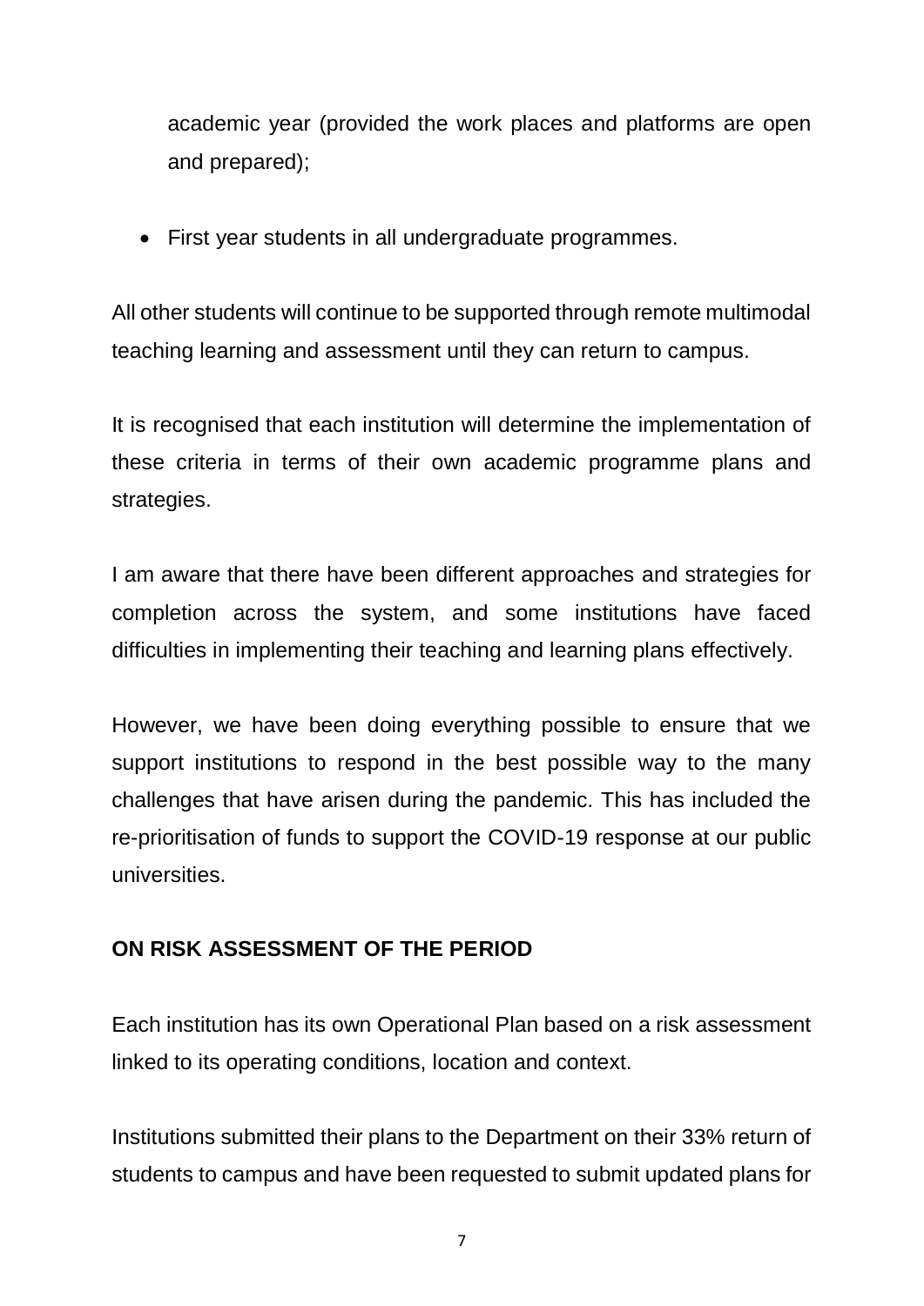academic year (provided the work places and platforms are open and prepared);

- First year students in all undergraduate programmes.

All other students will continue to be supported through remote multimodal teaching learning and assessment until they can return to campus.

It is recognised that each institution will determine the implementation of these criteria in terms of their own academic programme plans and strategies.

I am aware that there have been different approaches and strategies for completion across the system, and some institutions have faced difficulties in implementing their teaching and learning plans effectively.

However, we have been doing everything possible to ensure that we support institutions to respond in the best possible way to the many challenges that have arisen during the pandemic. This has included the re-prioritisation of funds to support the COVID-19 response at our public universities.

**ON RISK ASSESSMENT OF THE PERIOD**

Each institution has its own Operational Plan based on a risk assessment linked to its operating conditions, location and context.

Institutions submitted their plans to the Department on their 33% return of students to campus and have been requested to submit updated plans for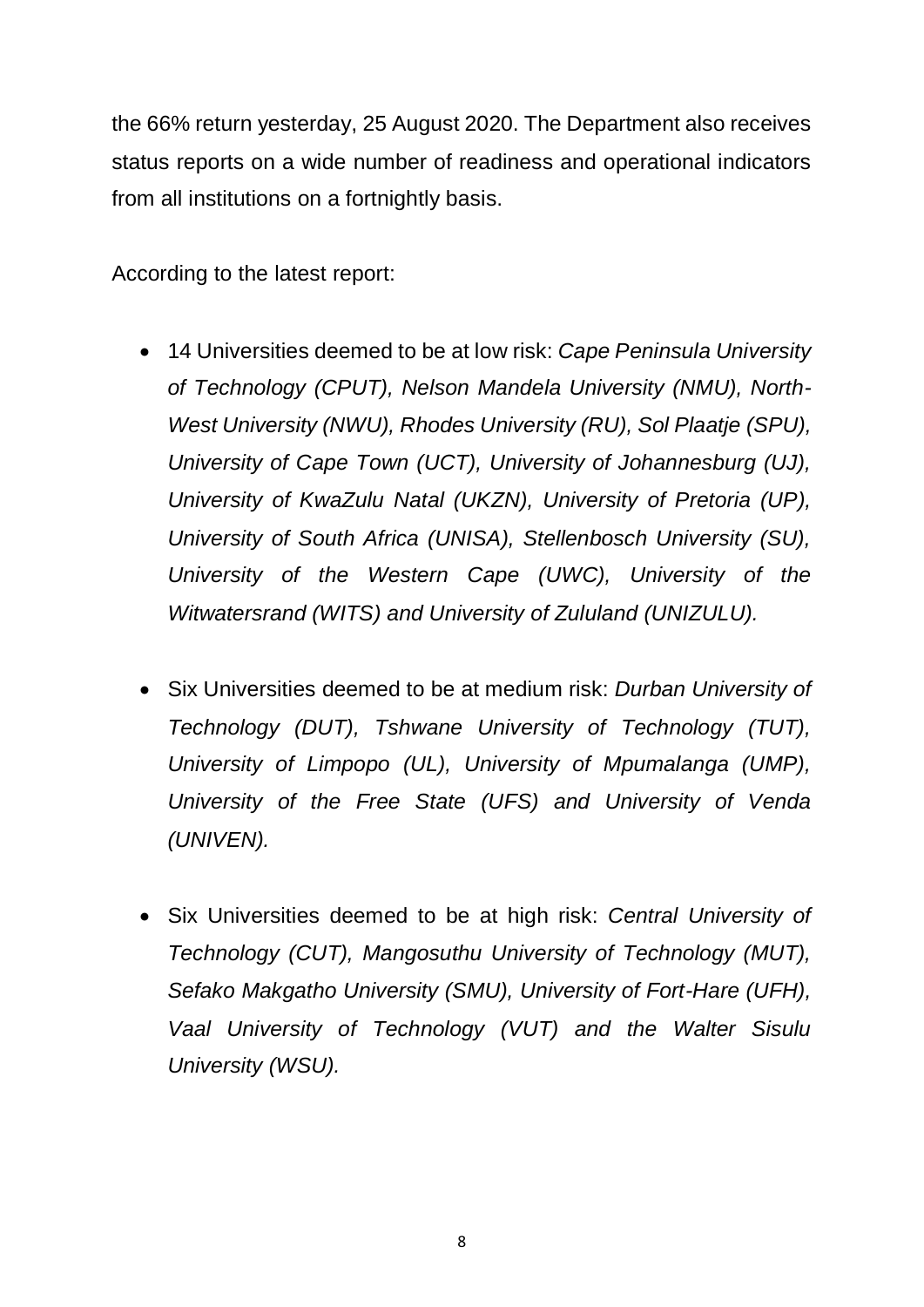the 66% return yesterday, 25 August 2020. The Department also receives status reports on a wide number of readiness and operational indicators from all institutions on a fortnightly basis.

According to the latest report:

- 14 Universities deemed to be at low risk: *Cape Peninsula University of Technology (CPUT), Nelson Mandela University (NMU), North-West University (NWU), Rhodes University (RU), Sol Plaatje (SPU), University of Cape Town (UCT), University of Johannesburg (UJ), University of KwaZulu Natal (UKZN), University of Pretoria (UP), University of South Africa (UNISA), Stellenbosch University (SU), University of the Western Cape (UWC), University of the Witwatersrand (WITS) and University of Zululand (UNIZULU).*

- Six Universities deemed to be at medium risk: *Durban University of Technology (DUT), Tshwane University of Technology (TUT), University of Limpopo (UL), University of Mpumalanga (UMP), University of the Free State (UFS) and University of Venda (UNIVEN).*

- Six Universities deemed to be at high risk: *Central University of Technology (CUT), Mangosuthu University of Technology (MUT), Sefako Makgatho University (SMU), University of Fort-Hare (UFH), Vaal University of Technology (VUT) and the Walter Sisulu University (WSU).*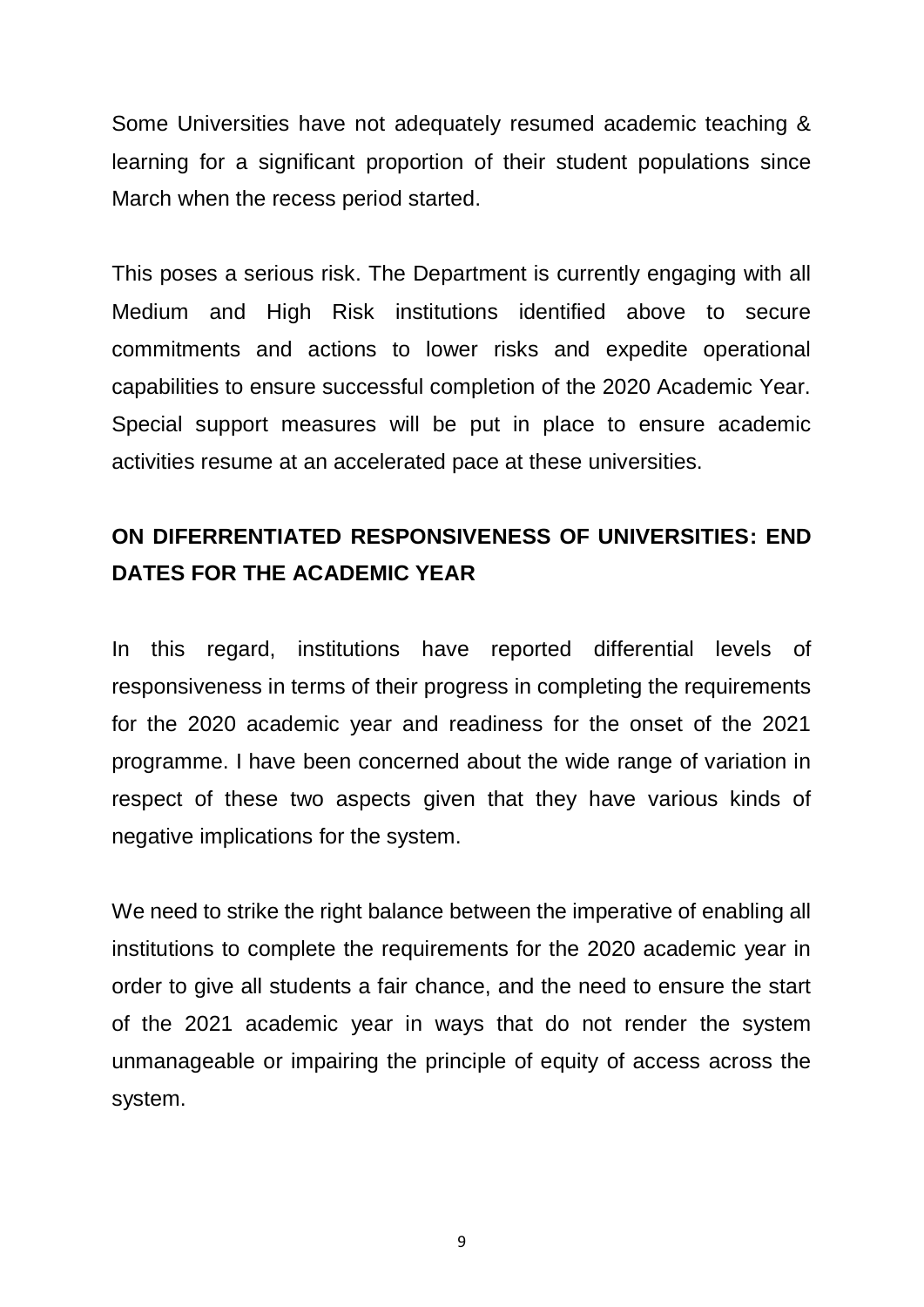Some Universities have not adequately resumed academic teaching & learning for a significant proportion of their student populations since March when the recess period started.

This poses a serious risk. The Department is currently engaging with all Medium and High Risk institutions identified above to secure commitments and actions to lower risks and expedite operational capabilities to ensure successful completion of the 2020 Academic Year. Special support measures will be put in place to ensure academic activities resume at an accelerated pace at these universities.

**ON DIFERRENTIATED RESPONSIVENESS OF UNIVERSITIES: END DATES FOR THE ACADEMIC YEAR**

In this regard, institutions have reported differential levels of responsiveness in terms of their progress in completing the requirements for the 2020 academic year and readiness for the onset of the 2021 programme. I have been concerned about the wide range of variation in respect of these two aspects given that they have various kinds of negative implications for the system.

We need to strike the right balance between the imperative of enabling all institutions to complete the requirements for the 2020 academic year in order to give all students a fair chance, and the need to ensure the start of the 2021 academic year in ways that do not render the system unmanageable or impairing the principle of equity of access across the system.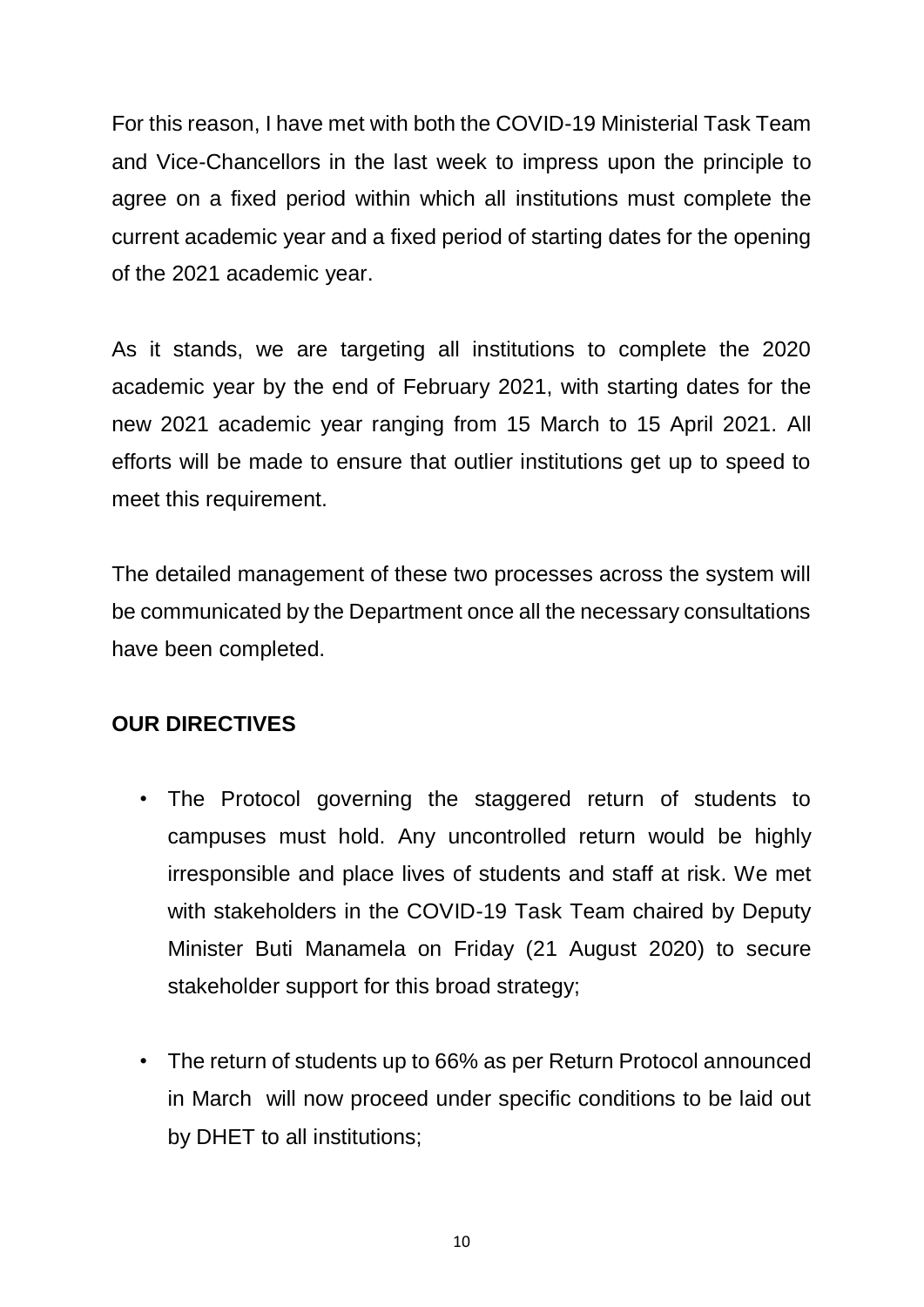For this reason, I have met with both the COVID-19 Ministerial Task Team and Vice-Chancellors in the last week to impress upon the principle to agree on a fixed period within which all institutions must complete the current academic year and a fixed period of starting dates for the opening of the 2021 academic year.

As it stands, we are targeting all institutions to complete the 2020 academic year by the end of February 2021, with starting dates for the new 2021 academic year ranging from 15 March to 15 April 2021. All efforts will be made to ensure that outlier institutions get up to speed to meet this requirement.

The detailed management of these two processes across the system will be communicated by the Department once all the necessary consultations have been completed.

**OUR DIRECTIVES**

- The Protocol governing the staggered return of students to campuses must hold. Any uncontrolled return would be highly irresponsible and place lives of students and staff at risk. We met with stakeholders in the COVID-19 Task Team chaired by Deputy Minister Buti Manamela on Friday (21 August 2020) to secure stakeholder support for this broad strategy;

- The return of students up to 66% as per Return Protocol announced in March will now proceed under specific conditions to be laid out by DHET to all institutions;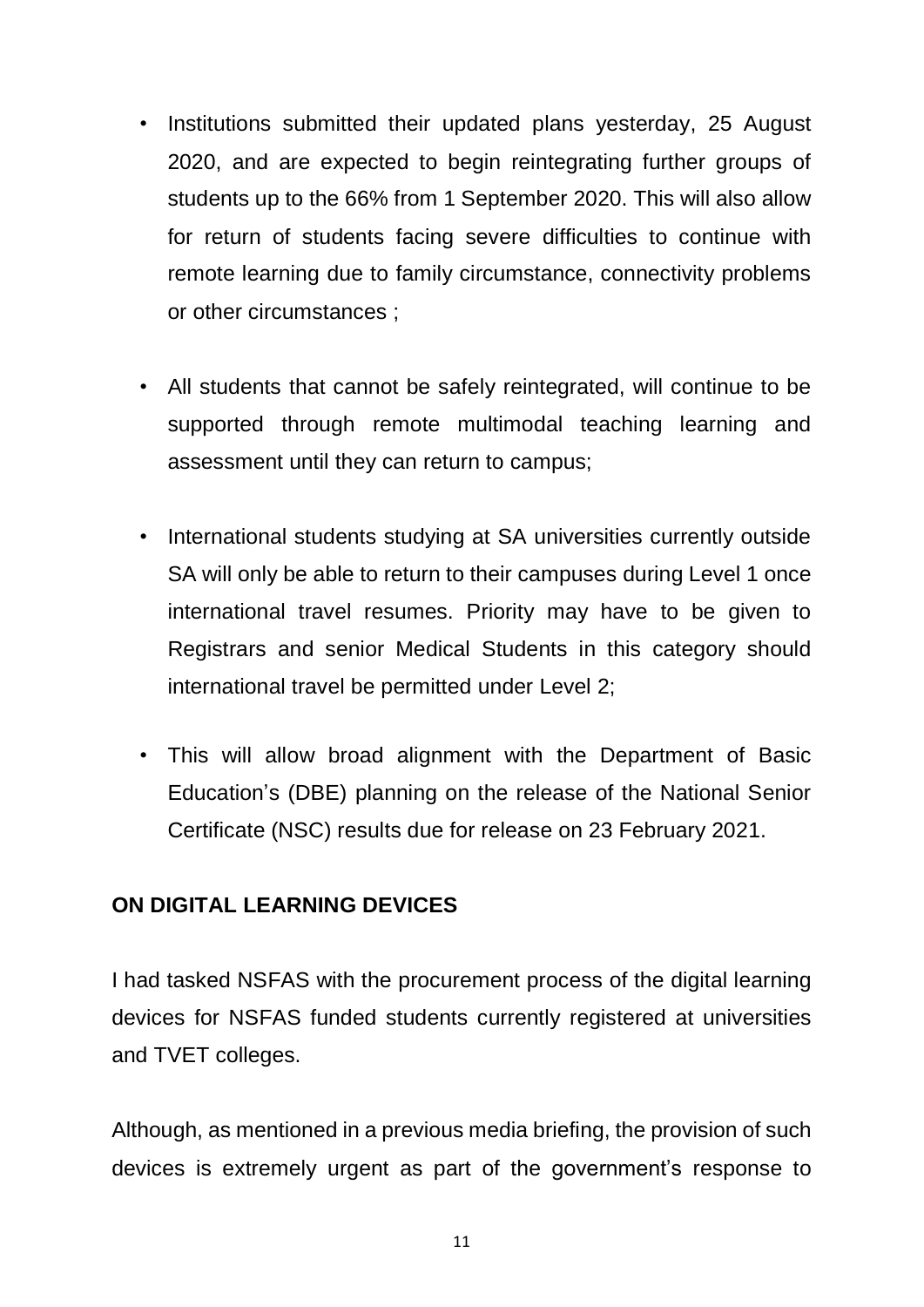- Institutions submitted their updated plans yesterday, 25 August 2020, and are expected to begin reintegrating further groups of students up to the 66% from 1 September 2020. This will also allow for return of students facing severe difficulties to continue with remote learning due to family circumstance, connectivity problems or other circumstances ;

- All students that cannot be safely reintegrated, will continue to be supported through remote multimodal teaching learning and assessment until they can return to campus;

- International students studying at SA universities currently outside SA will only be able to return to their campuses during Level 1 once international travel resumes. Priority may have to be given to Registrars and senior Medical Students in this category should international travel be permitted under Level 2;

- This will allow broad alignment with the Department of Basic Education's (DBE) planning on the release of the National Senior Certificate (NSC) results due for release on 23 February 2021.

**ON DIGITAL LEARNING DEVICES**

I had tasked NSFAS with the procurement process of the digital learning devices for NSFAS funded students currently registered at universities and TVET colleges.

Although, as mentioned in a previous media briefing, the provision of such devices is extremely urgent as part of the government's response to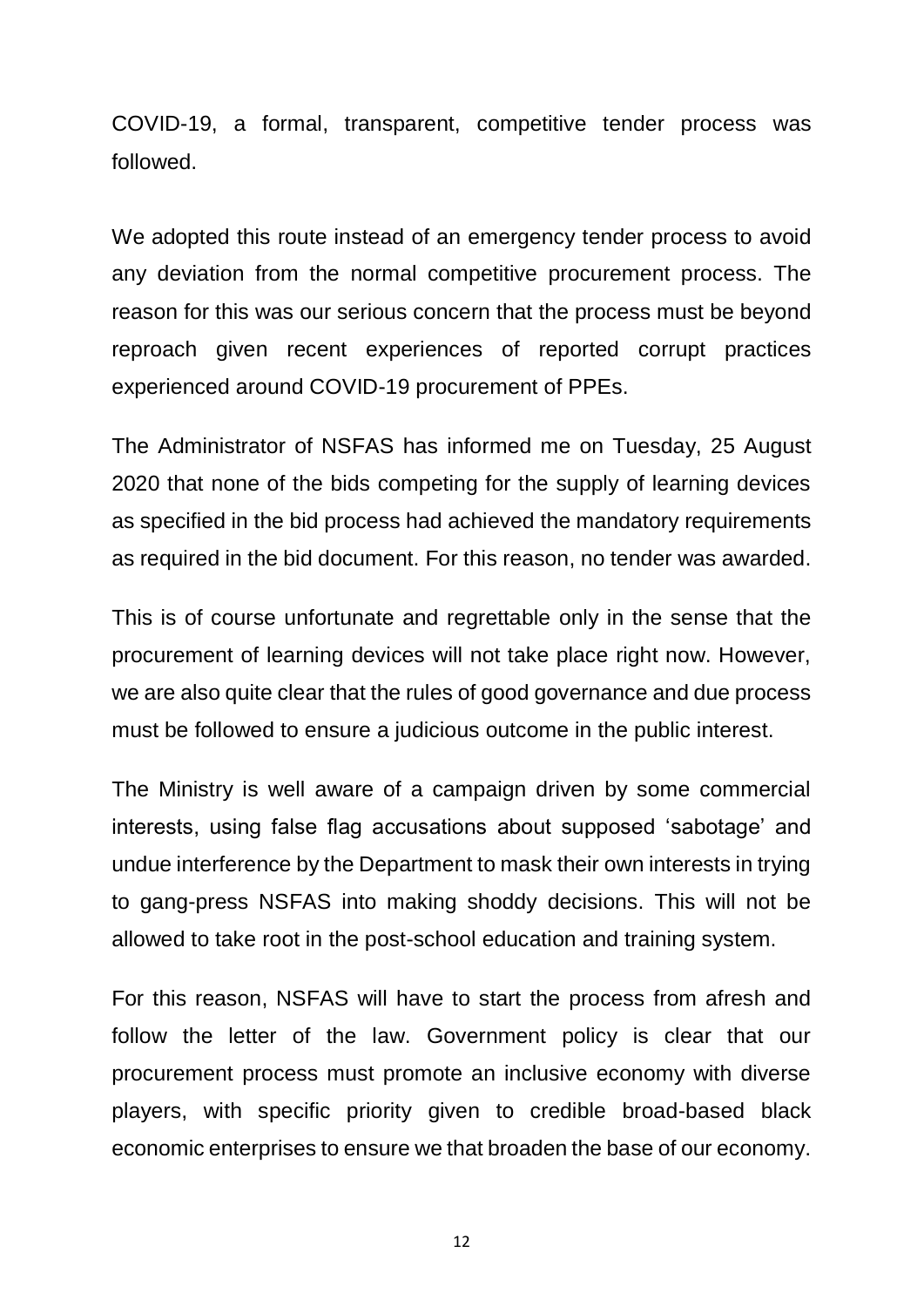COVID-19, a formal, transparent, competitive tender process was followed.

We adopted this route instead of an emergency tender process to avoid any deviation from the normal competitive procurement process. The reason for this was our serious concern that the process must be beyond reproach given recent experiences of reported corrupt practices experienced around COVID-19 procurement of PPEs.

The Administrator of NSFAS has informed me on Tuesday, 25 August 2020 that none of the bids competing for the supply of learning devices as specified in the bid process had achieved the mandatory requirements as required in the bid document. For this reason, no tender was awarded.

This is of course unfortunate and regrettable only in the sense that the procurement of learning devices will not take place right now. However, we are also quite clear that the rules of good governance and due process must be followed to ensure a judicious outcome in the public interest.

The Ministry is well aware of a campaign driven by some commercial interests, using false flag accusations about supposed 'sabotage' and undue interference by the Department to mask their own interests in trying to gang-press NSFAS into making shoddy decisions. This will not be allowed to take root in the post-school education and training system.

For this reason, NSFAS will have to start the process from afresh and follow the letter of the law. Government policy is clear that our procurement process must promote an inclusive economy with diverse players, with specific priority given to credible broad-based black economic enterprises to ensure we that broaden the base of our economy.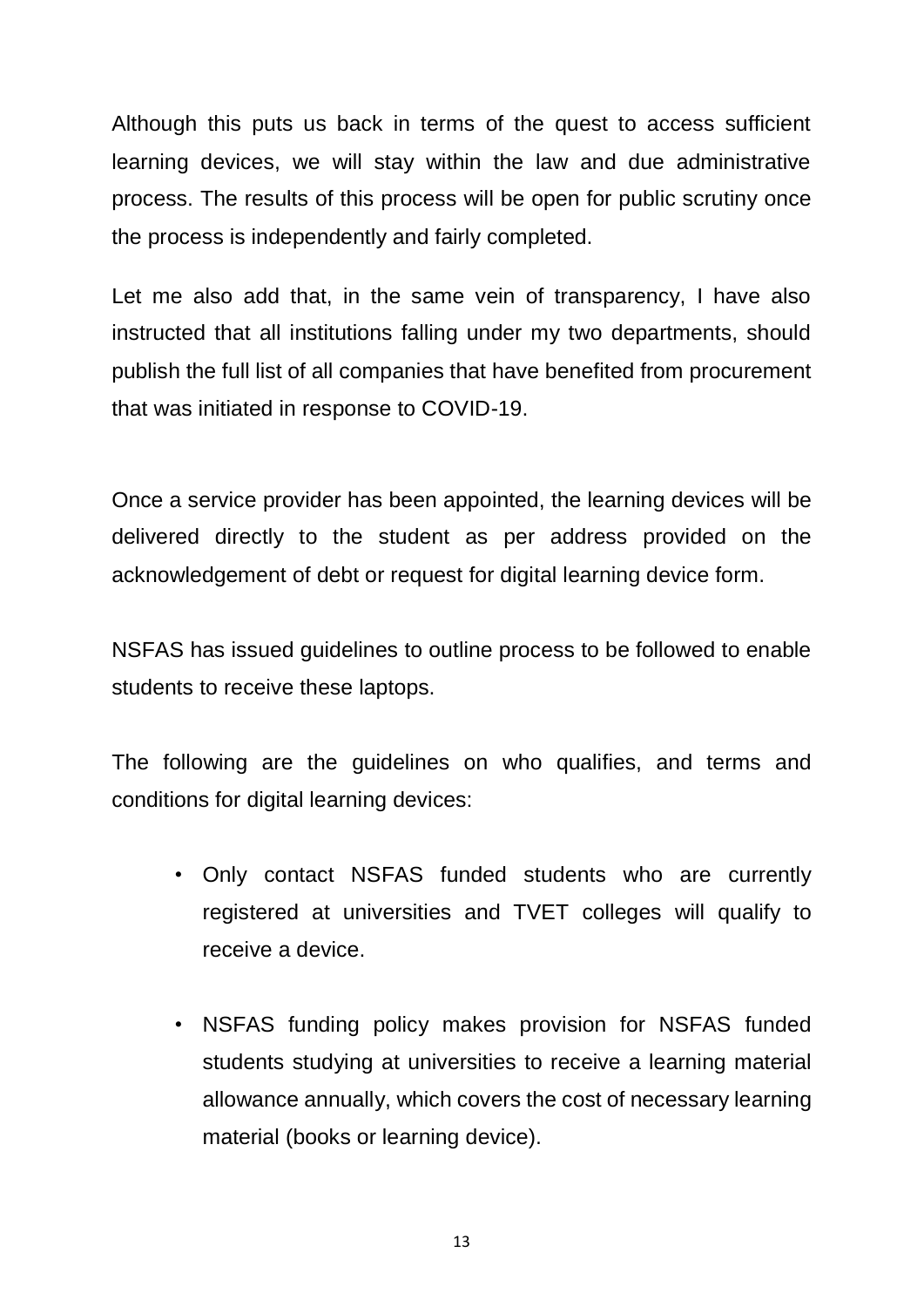Although this puts us back in terms of the quest to access sufficient learning devices, we will stay within the law and due administrative process. The results of this process will be open for public scrutiny once the process is independently and fairly completed.

Let me also add that, in the same vein of transparency, I have also instructed that all institutions falling under my two departments, should publish the full list of all companies that have benefited from procurement that was initiated in response to COVID-19.

Once a service provider has been appointed, the learning devices will be delivered directly to the student as per address provided on the acknowledgement of debt or request for digital learning device form.

NSFAS has issued guidelines to outline process to be followed to enable students to receive these laptops.

The following are the guidelines on who qualifies, and terms and conditions for digital learning devices:

- Only contact NSFAS funded students who are currently registered at universities and TVET colleges will qualify to receive a device.
- NSFAS funding policy makes provision for NSFAS funded students studying at universities to receive a learning material allowance annually, which covers the cost of necessary learning material (books or learning device).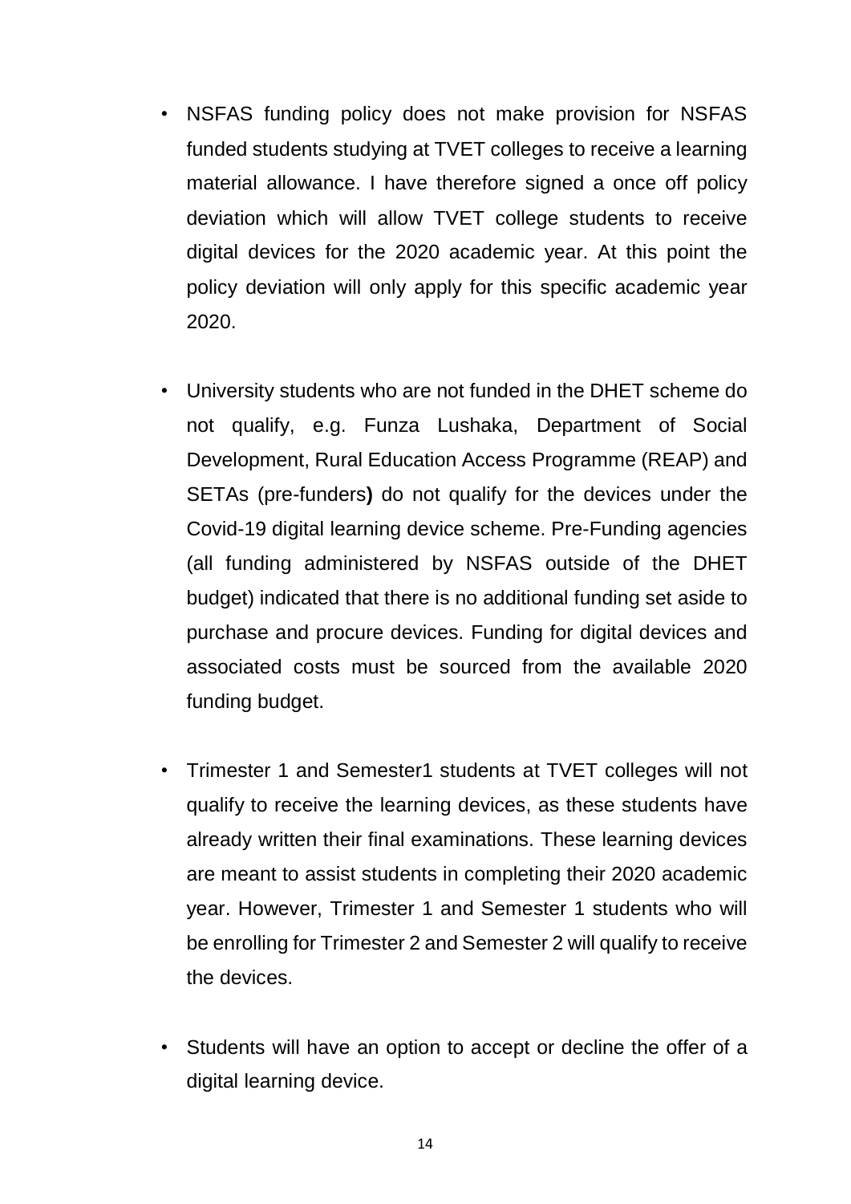- NSFAS funding policy does not make provision for NSFAS funded students studying at TVET colleges to receive a learning material allowance. I have therefore signed a once off policy deviation which will allow TVET college students to receive digital devices for the 2020 academic year. At this point the policy deviation will only apply for this specific academic year 2020.

- University students who are not funded in the DHET scheme do not qualify, e.g. Funza Lushaka, Department of Social Development, Rural Education Access Programme (REAP) and SETAs (pre-funders**)** do not qualify for the devices under the Covid-19 digital learning device scheme. Pre-Funding agencies (all funding administered by NSFAS outside of the DHET budget) indicated that there is no additional funding set aside to purchase and procure devices. Funding for digital devices and associated costs must be sourced from the available 2020 funding budget.

- Trimester 1 and Semester1 students at TVET colleges will not qualify to receive the learning devices, as these students have already written their final examinations. These learning devices are meant to assist students in completing their 2020 academic year. However, Trimester 1 and Semester 1 students who will be enrolling for Trimester 2 and Semester 2 will qualify to receive the devices.

- Students will have an option to accept or decline the offer of a digital learning device.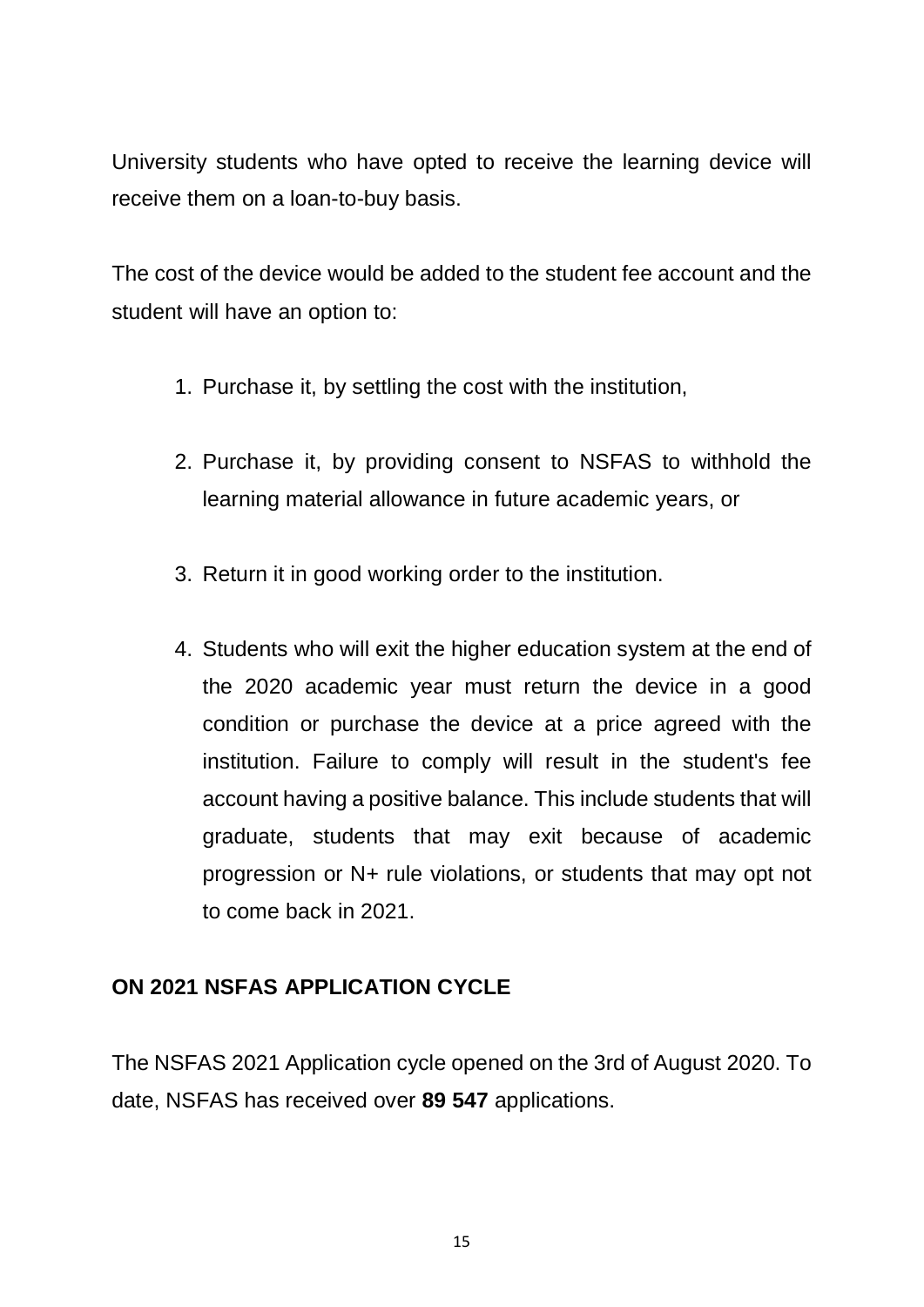University students who have opted to receive the learning device will receive them on a loan-to-buy basis.

The cost of the device would be added to the student fee account and the student will have an option to:

1. Purchase it, by settling the cost with the institution,
2. Purchase it, by providing consent to NSFAS to withhold the learning material allowance in future academic years, or
3. Return it in good working order to the institution.
4. Students who will exit the higher education system at the end of the 2020 academic year must return the device in a good condition or purchase the device at a price agreed with the institution. Failure to comply will result in the student's fee account having a positive balance. This include students that will graduate, students that may exit because of academic progression or N+ rule violations, or students that may opt not to come back in 2021.

**ON 2021 NSFAS APPLICATION CYCLE**

The NSFAS 2021 Application cycle opened on the 3rd of August 2020. To date, NSFAS has received over **89 547** applications.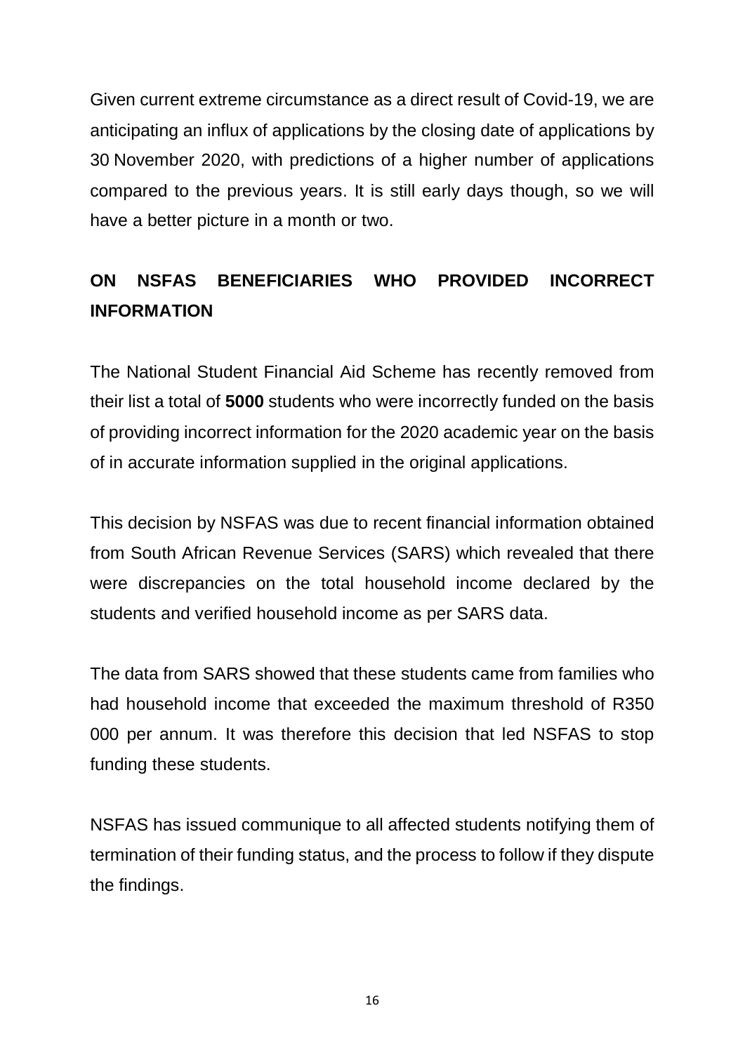Given current extreme circumstance as a direct result of Covid-19, we are anticipating an influx of applications by the closing date of applications by 30 November 2020, with predictions of a higher number of applications compared to the previous years. It is still early days though, so we will have a better picture in a month or two.

## ON NSFAS BENEFICIARIES WHO PROVIDED INCORRECT INFORMATION

The National Student Financial Aid Scheme has recently removed from their list a total of **5000** students who were incorrectly funded on the basis of providing incorrect information for the 2020 academic year on the basis of in accurate information supplied in the original applications.

This decision by NSFAS was due to recent financial information obtained from South African Revenue Services (SARS) which revealed that there were discrepancies on the total household income declared by the students and verified household income as per SARS data.

The data from SARS showed that these students came from families who had household income that exceeded the maximum threshold of R350 000 per annum. It was therefore this decision that led NSFAS to stop funding these students.

NSFAS has issued communique to all affected students notifying them of termination of their funding status, and the process to follow if they dispute the findings.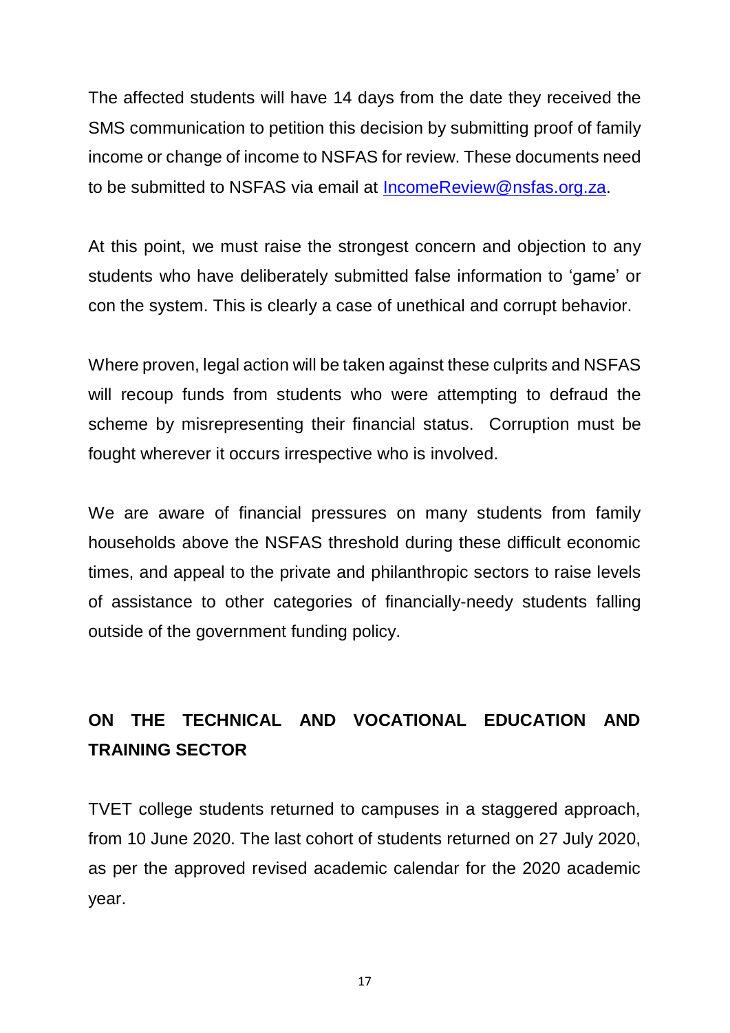The affected students will have 14 days from the date they received the SMS communication to petition this decision by submitting proof of family income or change of income to NSFAS for review. These documents need to be submitted to NSFAS via email at IncomeReview@nsfas.org.za.

At this point, we must raise the strongest concern and objection to any students who have deliberately submitted false information to 'game' or con the system. This is clearly a case of unethical and corrupt behavior.

Where proven, legal action will be taken against these culprits and NSFAS will recoup funds from students who were attempting to defraud the scheme by misrepresenting their financial status. Corruption must be fought wherever it occurs irrespective who is involved.

We are aware of financial pressures on many students from family households above the NSFAS threshold during these difficult economic times, and appeal to the private and philanthropic sectors to raise levels of assistance to other categories of financially-needy students falling outside of the government funding policy.

## ON THE TECHNICAL AND VOCATIONAL EDUCATION AND TRAINING SECTOR

TVET college students returned to campuses in a staggered approach, from 10 June 2020. The last cohort of students returned on 27 July 2020, as per the approved revised academic calendar for the 2020 academic year.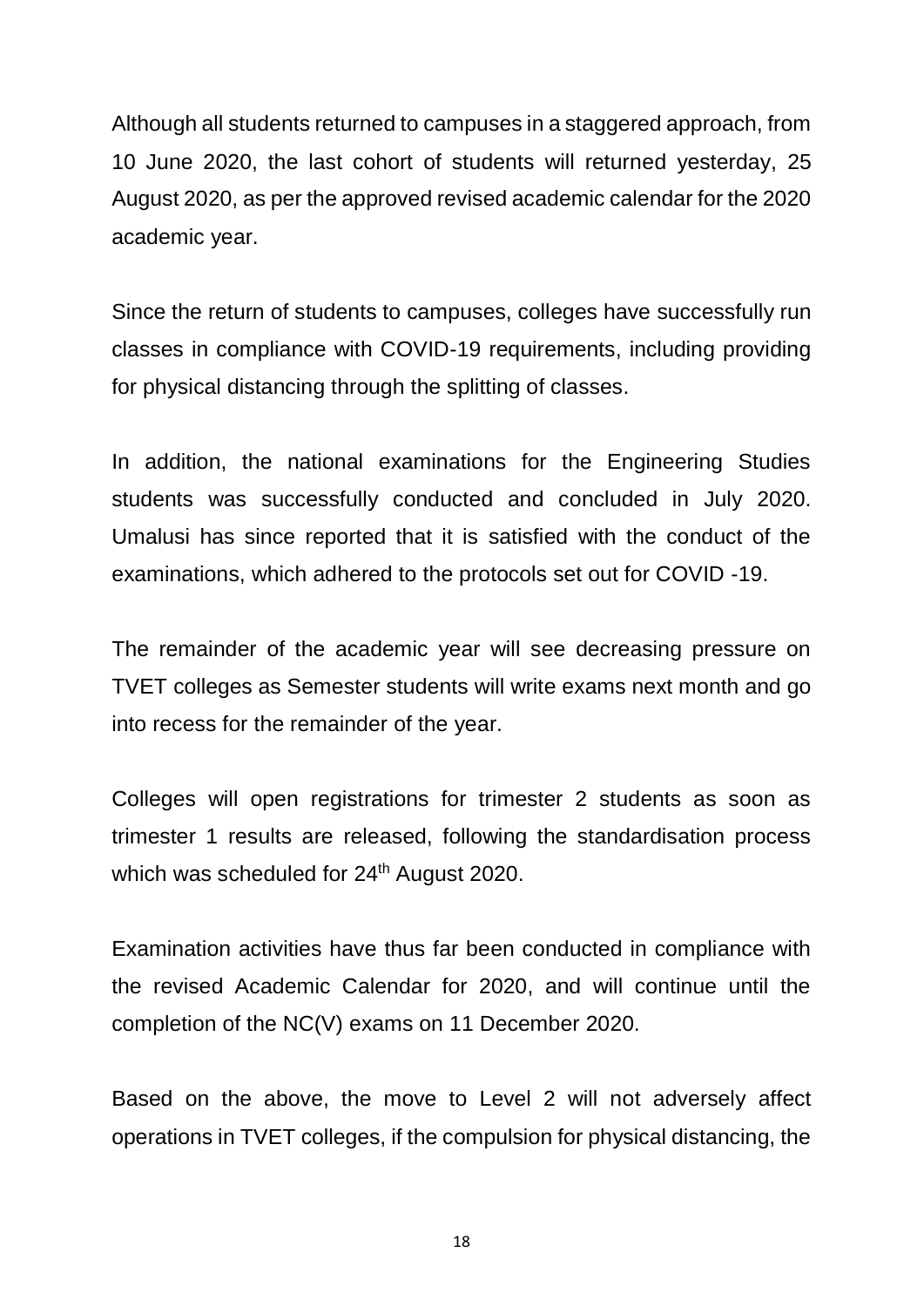Although all students returned to campuses in a staggered approach, from 10 June 2020, the last cohort of students will returned yesterday, 25 August 2020, as per the approved revised academic calendar for the 2020 academic year.

Since the return of students to campuses, colleges have successfully run classes in compliance with COVID-19 requirements, including providing for physical distancing through the splitting of classes.

In addition, the national examinations for the Engineering Studies students was successfully conducted and concluded in July 2020. Umalusi has since reported that it is satisfied with the conduct of the examinations, which adhered to the protocols set out for COVID -19.

The remainder of the academic year will see decreasing pressure on TVET colleges as Semester students will write exams next month and go into recess for the remainder of the year.

Colleges will open registrations for trimester 2 students as soon as trimester 1 results are released, following the standardisation process which was scheduled for 24th August 2020.

Examination activities have thus far been conducted in compliance with the revised Academic Calendar for 2020, and will continue until the completion of the NC(V) exams on 11 December 2020.

Based on the above, the move to Level 2 will not adversely affect operations in TVET colleges, if the compulsion for physical distancing, the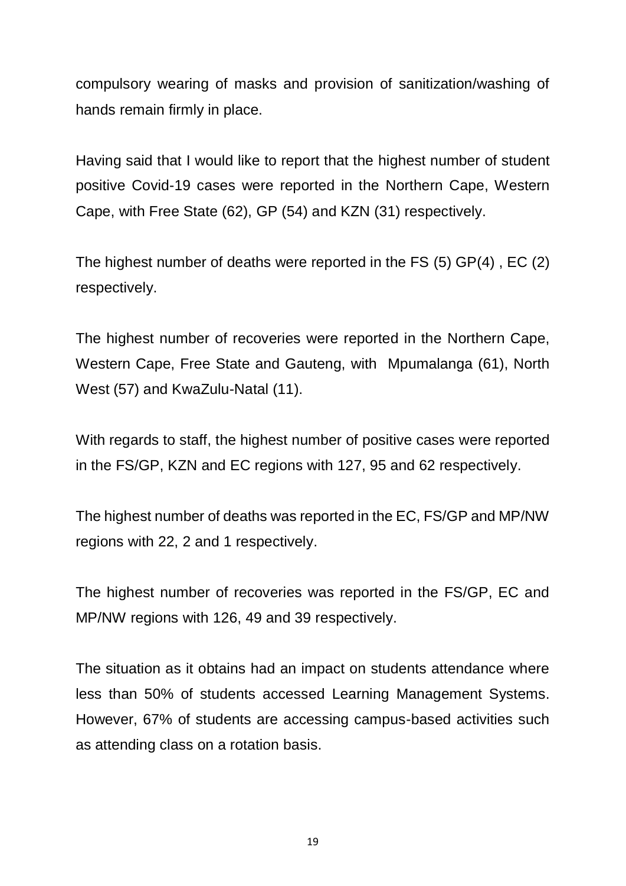compulsory wearing of masks and provision of sanitization/washing of hands remain firmly in place.

Having said that I would like to report that the highest number of student positive Covid-19 cases were reported in the Northern Cape, Western Cape, with Free State (62), GP (54) and KZN (31) respectively.

The highest number of deaths were reported in the FS (5) GP(4) , EC (2) respectively.

The highest number of recoveries were reported in the Northern Cape, Western Cape, Free State and Gauteng, with Mpumalanga (61), North West (57) and KwaZulu-Natal (11).

With regards to staff, the highest number of positive cases were reported in the FS/GP, KZN and EC regions with 127, 95 and 62 respectively.

The highest number of deaths was reported in the EC, FS/GP and MP/NW regions with 22, 2 and 1 respectively.

The highest number of recoveries was reported in the FS/GP, EC and MP/NW regions with 126, 49 and 39 respectively.

The situation as it obtains had an impact on students attendance where less than 50% of students accessed Learning Management Systems. However, 67% of students are accessing campus-based activities such as attending class on a rotation basis.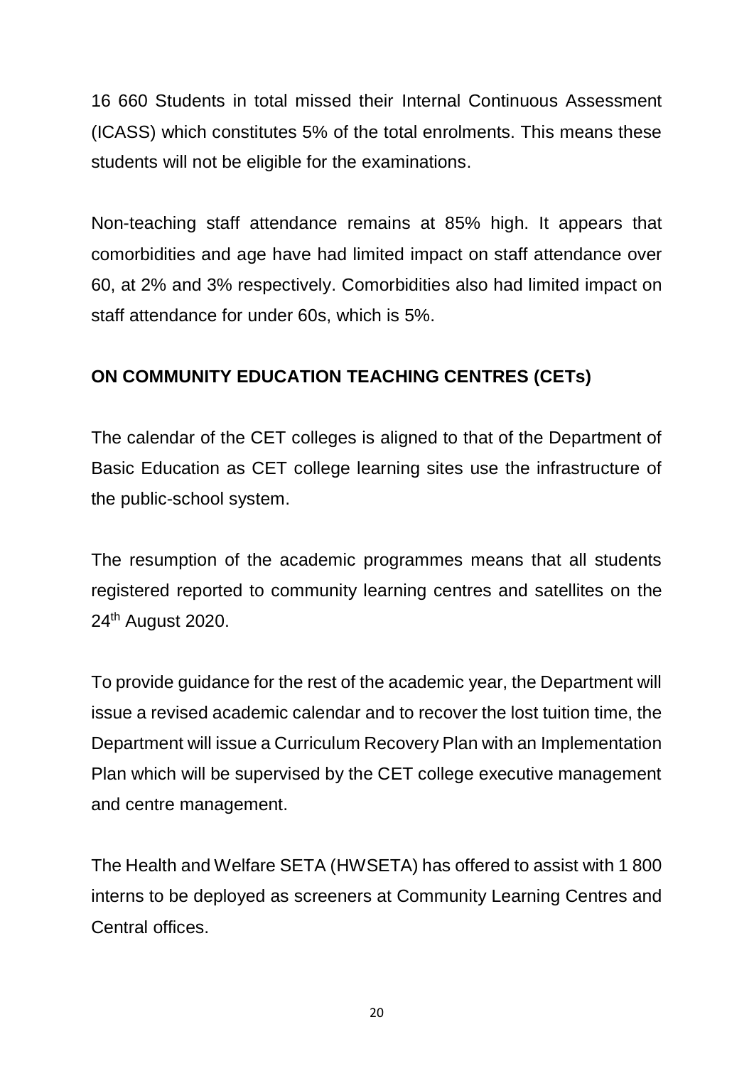16 660 Students in total missed their Internal Continuous Assessment (ICASS) which constitutes 5% of the total enrolments. This means these students will not be eligible for the examinations.

Non-teaching staff attendance remains at 85% high. It appears that comorbidities and age have had limited impact on staff attendance over 60, at 2% and 3% respectively. Comorbidities also had limited impact on staff attendance for under 60s, which is 5%.

**ON COMMUNITY EDUCATION TEACHING CENTRES (CETs)**

The calendar of the CET colleges is aligned to that of the Department of Basic Education as CET college learning sites use the infrastructure of the public-school system.

The resumption of the academic programmes means that all students registered reported to community learning centres and satellites on the 24th August 2020.

To provide guidance for the rest of the academic year, the Department will issue a revised academic calendar and to recover the lost tuition time, the Department will issue a Curriculum Recovery Plan with an Implementation Plan which will be supervised by the CET college executive management and centre management.

The Health and Welfare SETA (HWSETA) has offered to assist with 1 800 interns to be deployed as screeners at Community Learning Centres and Central offices.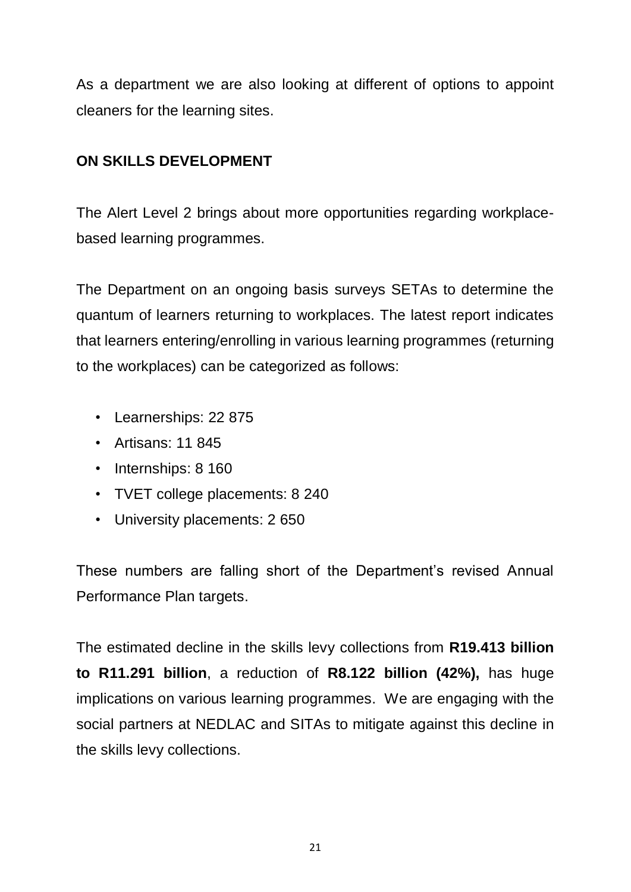As a department we are also looking at different of options to appoint cleaners for the learning sites.

**ON SKILLS DEVELOPMENT**

The Alert Level 2 brings about more opportunities regarding workplace-based learning programmes.

The Department on an ongoing basis surveys SETAs to determine the quantum of learners returning to workplaces. The latest report indicates that learners entering/enrolling in various learning programmes (returning to the workplaces) can be categorized as follows:

- Learnerships: 22 875
- Artisans: 11 845
- Internships: 8 160
- TVET college placements: 8 240
- University placements: 2 650

These numbers are falling short of the Department's revised Annual Performance Plan targets.

The estimated decline in the skills levy collections from **R19.413 billion to R11.291 billion**, a reduction of **R8.122 billion (42%),** has huge implications on various learning programmes. We are engaging with the social partners at NEDLAC and SITAs to mitigate against this decline in the skills levy collections.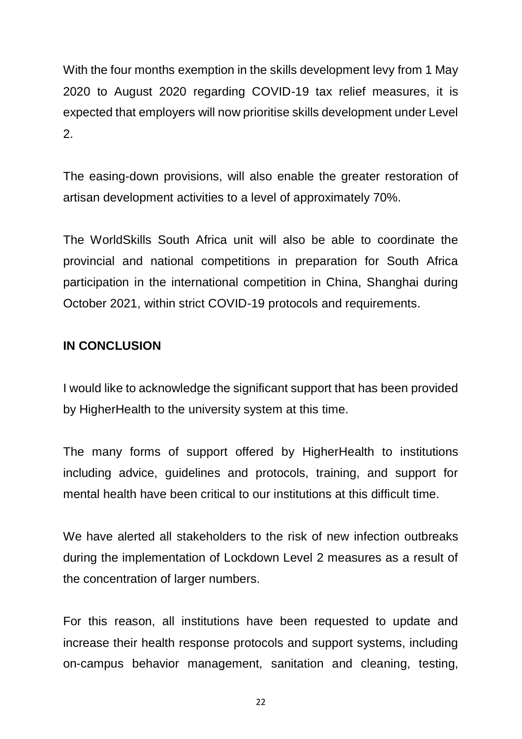With the four months exemption in the skills development levy from 1 May 2020 to August 2020 regarding COVID-19 tax relief measures, it is expected that employers will now prioritise skills development under Level 2.

The easing-down provisions, will also enable the greater restoration of artisan development activities to a level of approximately 70%.

The WorldSkills South Africa unit will also be able to coordinate the provincial and national competitions in preparation for South Africa participation in the international competition in China, Shanghai during October 2021, within strict COVID-19 protocols and requirements.

**IN CONCLUSION**

I would like to acknowledge the significant support that has been provided by HigherHealth to the university system at this time.

The many forms of support offered by HigherHealth to institutions including advice, guidelines and protocols, training, and support for mental health have been critical to our institutions at this difficult time.

We have alerted all stakeholders to the risk of new infection outbreaks during the implementation of Lockdown Level 2 measures as a result of the concentration of larger numbers.

For this reason, all institutions have been requested to update and increase their health response protocols and support systems, including on-campus behavior management, sanitation and cleaning, testing,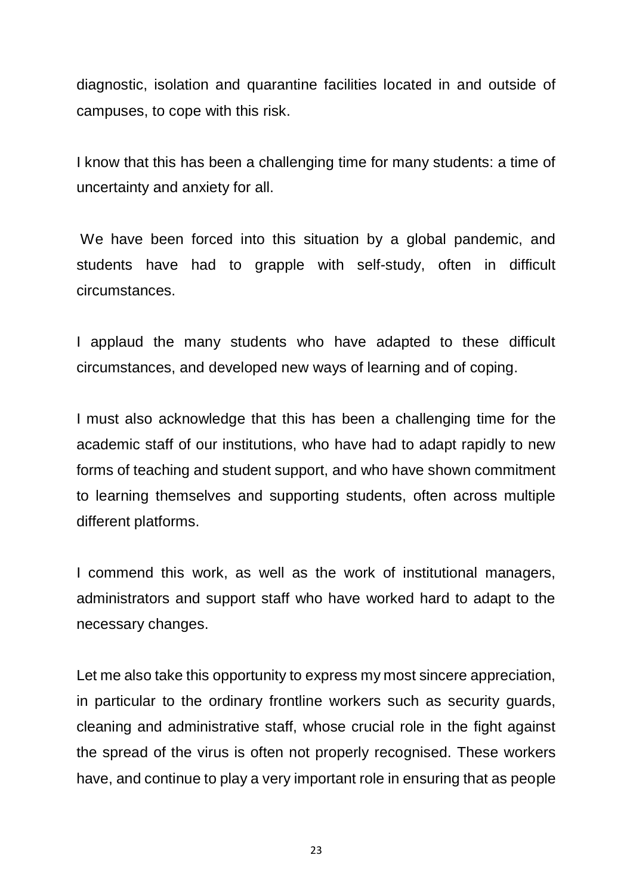diagnostic, isolation and quarantine facilities located in and outside of campuses, to cope with this risk.

I know that this has been a challenging time for many students: a time of uncertainty and anxiety for all.

We have been forced into this situation by a global pandemic, and students have had to grapple with self-study, often in difficult circumstances.

I applaud the many students who have adapted to these difficult circumstances, and developed new ways of learning and of coping.

I must also acknowledge that this has been a challenging time for the academic staff of our institutions, who have had to adapt rapidly to new forms of teaching and student support, and who have shown commitment to learning themselves and supporting students, often across multiple different platforms.

I commend this work, as well as the work of institutional managers, administrators and support staff who have worked hard to adapt to the necessary changes.

Let me also take this opportunity to express my most sincere appreciation, in particular to the ordinary frontline workers such as security guards, cleaning and administrative staff, whose crucial role in the fight against the spread of the virus is often not properly recognised. These workers have, and continue to play a very important role in ensuring that as people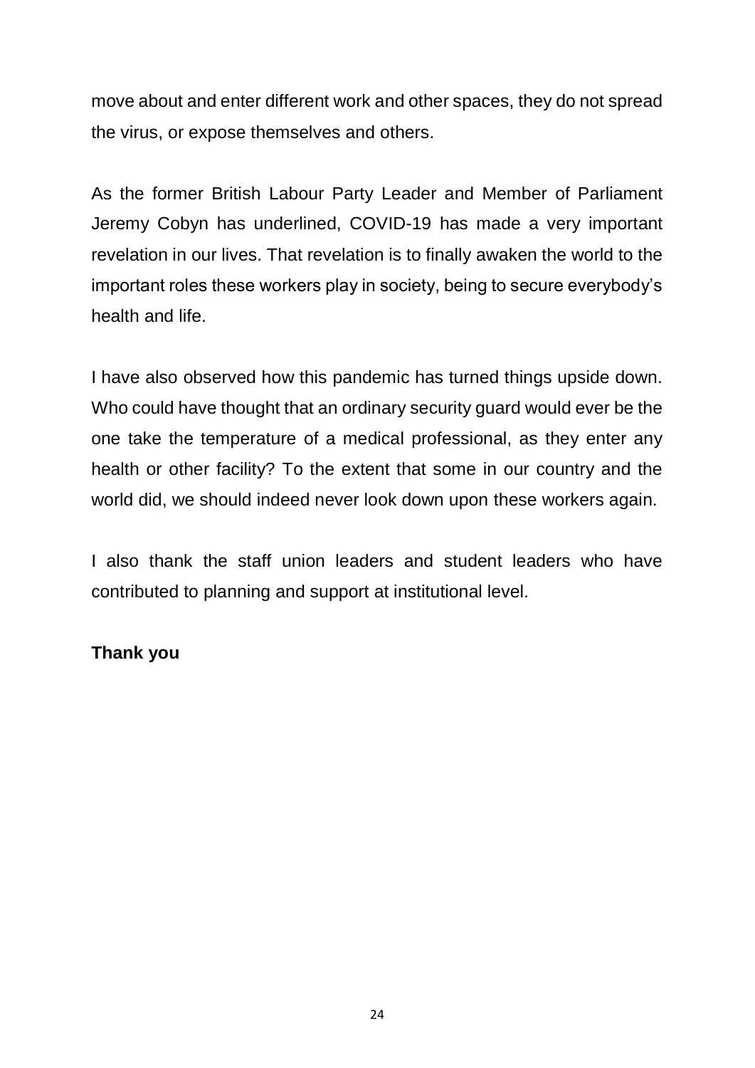move about and enter different work and other spaces, they do not spread the virus, or expose themselves and others.

As the former British Labour Party Leader and Member of Parliament Jeremy Cobyn has underlined, COVID-19 has made a very important revelation in our lives. That revelation is to finally awaken the world to the important roles these workers play in society, being to secure everybody's health and life.

I have also observed how this pandemic has turned things upside down. Who could have thought that an ordinary security guard would ever be the one take the temperature of a medical professional, as they enter any health or other facility? To the extent that some in our country and the world did, we should indeed never look down upon these workers again.

I also thank the staff union leaders and student leaders who have contributed to planning and support at institutional level.

**Thank you**